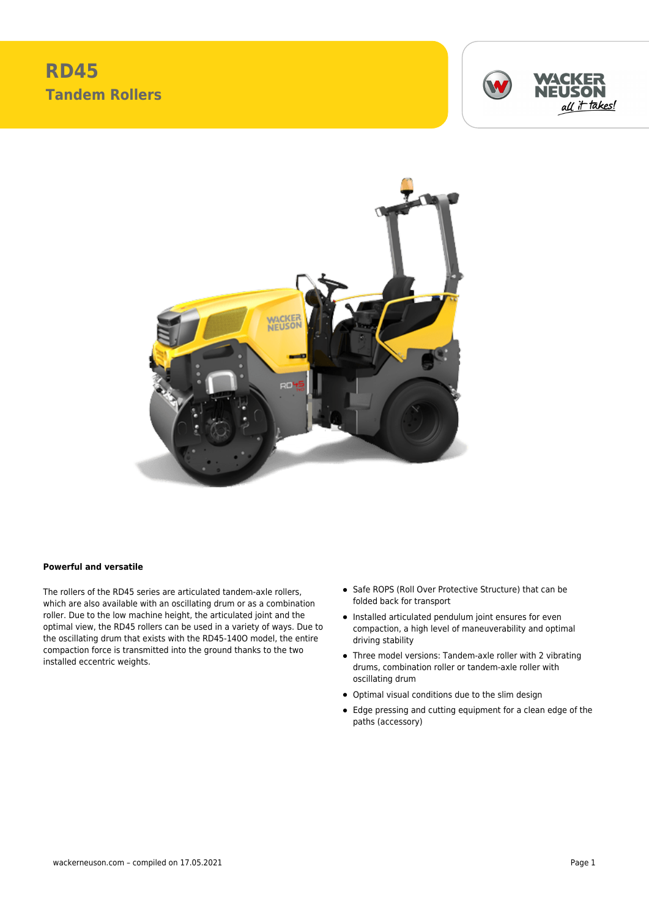# RD45

## Tandem Rollers

**Powerful and versatile**

The rollers of the RD45 series are articulated tandem-axle rollers, which are also available with an oscillating drum or as a combination roller. Due to the low machine height, the articulated joint and the optimal view, the RD45 rollers can be used in a variety of ways. Due to the oscillating drum that exists with the RD45-140O model, the entire compaction force is transmitted into the ground thanks to the two installed eccentric weights.

- Safe ROPS (Roll Over Protective Structure) that can be folded back for transport
- Installed articulated pendulum joint ensures for even compaction, a high level of maneuverability and optimal driving stability
- Three model versions: Tandem-axle roller with 2 vibrating drums, combination roller or tandem-axle roller with oscillating drum
- Optimal visual conditions due to the slim design
- Edge pressing and cutting equipment for a clean edge of the paths (accessory)

wackerneuson.com – compiled on 17.05.2021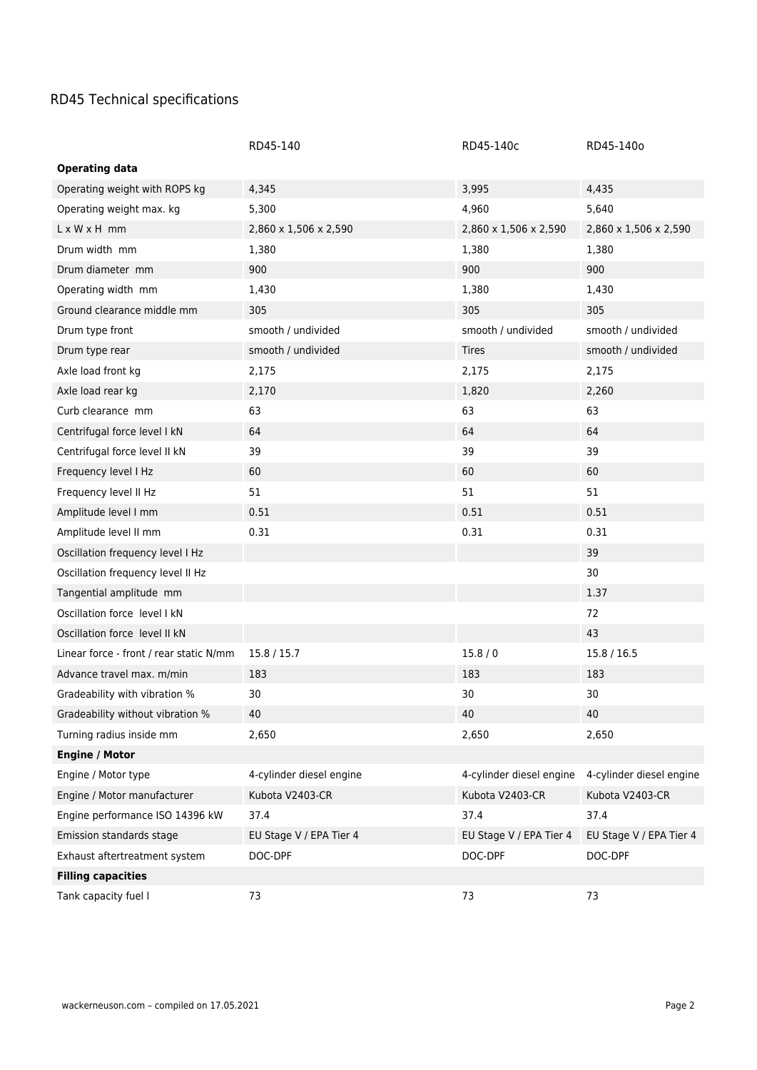## RD45 Technical specifications

| | RD45-140 | RD45-140c | RD45-140o |
|---|---|---|---|
| **Operating data** | | | |
| Operating weight with ROPS kg | 4,345 | 3,995 | 4,435 |
| Operating weight max. kg | 5,300 | 4,960 | 5,640 |
| L x W x H mm | 2,860 x 1,506 x 2,590 | 2,860 x 1,506 x 2,590 | 2,860 x 1,506 x 2,590 |
| Drum width mm | 1,380 | 1,380 | 1,380 |
| Drum diameter mm | 900 | 900 | 900 |
| Operating width mm | 1,430 | 1,380 | 1,430 |
| Ground clearance middle mm | 305 | 305 | 305 |
| Drum type front | smooth / undivided | smooth / undivided | smooth / undivided |
| Drum type rear | smooth / undivided | Tires | smooth / undivided |
| Axle load front kg | 2,175 | 2,175 | 2,175 |
| Axle load rear kg | 2,170 | 1,820 | 2,260 |
| Curb clearance mm | 63 | 63 | 63 |
| Centrifugal force level I kN | 64 | 64 | 64 |
| Centrifugal force level II kN | 39 | 39 | 39 |
| Frequency level I Hz | 60 | 60 | 60 |
| Frequency level II Hz | 51 | 51 | 51 |
| Amplitude level I mm | 0.51 | 0.51 | 0.51 |
| Amplitude level II mm | 0.31 | 0.31 | 0.31 |
| Oscillation frequency level I Hz | | | 39 |
| Oscillation frequency level II Hz | | | 30 |
| Tangential amplitude mm | | | 1.37 |
| Oscillation force level I kN | | | 72 |
| Oscillation force level II kN | | | 43 |
| Linear force - front / rear static N/mm | 15.8 / 15.7 | 15.8 / 0 | 15.8 / 16.5 |
| Advance travel max. m/min | 183 | 183 | 183 |
| Gradeability with vibration % | 30 | 30 | 30 |
| Gradeability without vibration % | 40 | 40 | 40 |
| Turning radius inside mm | 2,650 | 2,650 | 2,650 |
| **Engine / Motor** | | | |
| Engine / Motor type | 4-cylinder diesel engine | 4-cylinder diesel engine | 4-cylinder diesel engine |
| Engine / Motor manufacturer | Kubota V2403-CR | Kubota V2403-CR | Kubota V2403-CR |
| Engine performance ISO 14396 kW | 37.4 | 37.4 | 37.4 |
| Emission standards stage | EU Stage V / EPA Tier 4 | EU Stage V / EPA Tier 4 | EU Stage V / EPA Tier 4 |
| Exhaust aftertreatment system | DOC-DPF | DOC-DPF | DOC-DPF |
| **Filling capacities** | | | |
| Tank capacity fuel l | 73 | 73 | 73 |

wackerneuson.com – compiled on 17.05.2021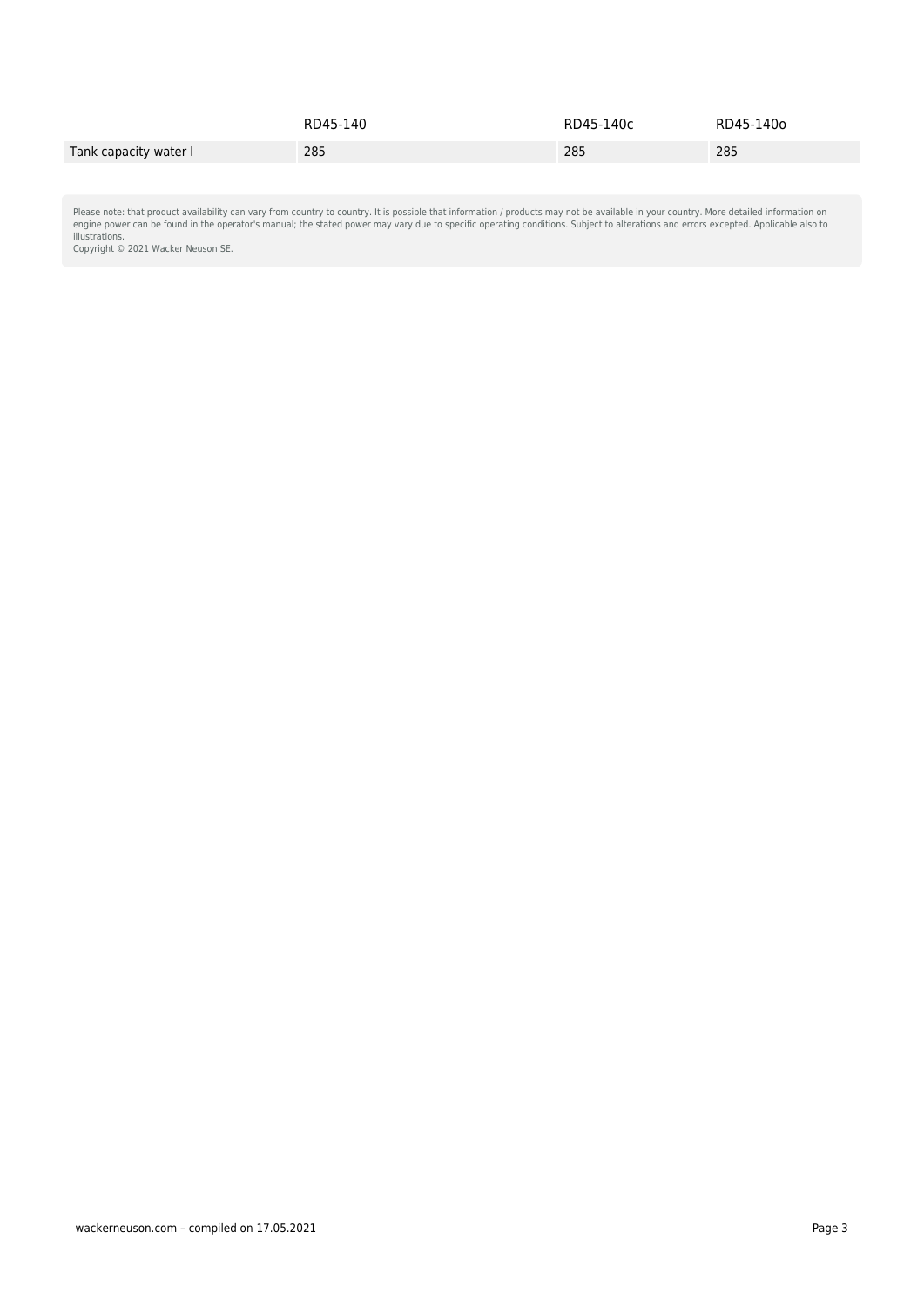| | RD45-140 | RD45-140c | RD45-140o |
|---|---|---|---|
| Tank capacity water l | 285 | 285 | 285 |

Please note: that product availability can vary from country to country. It is possible that information / products may not be available in your country. More detailed information on engine power can be found in the operator's manual; the stated power may vary due to specific operating conditions. Subject to alterations and errors excepted. Applicable also to illustrations.
Copyright © 2021 Wacker Neuson SE.